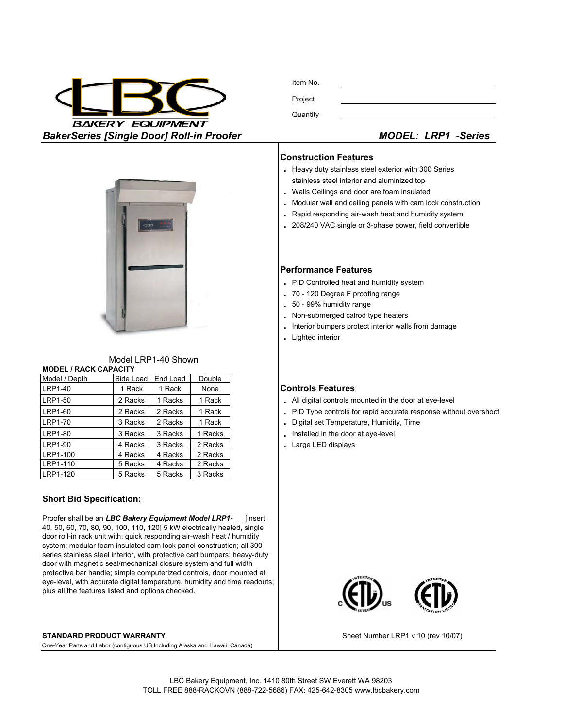LBC BAKERY EQUIPMENT

Item No. ______________________

Project ______________________

Quantity ______________________

## *BakerSeries [Single Door] Roll-in Proofer* — *MODEL: LRP1 -Series*

Model LRP1-40 Shown

**MODEL / RACK CAPACITY**

| Model / Depth | Side Load | End Load | Double |
|---|---|---|---|
| LRP1-40 | 1 Rack | 1 Rack | None |
| LRP1-50 | 2 Racks | 1 Racks | 1 Rack |
| LRP1-60 | 2 Racks | 2 Racks | 1 Rack |
| LRP1-70 | 3 Racks | 2 Racks | 1 Rack |
| LRP1-80 | 3 Racks | 3 Racks | 1 Racks |
| LRP1-90 | 4 Racks | 3 Racks | 2 Racks |
| LRP1-100 | 4 Racks | 4 Racks | 2 Racks |
| LRP1-110 | 5 Racks | 4 Racks | 2 Racks |
| LRP1-120 | 5 Racks | 5 Racks | 3 Racks |

### Short Bid Specification:

Proofer shall be an ***LBC Bakery Equipment Model LRP1-*** __ _[insert 40, 50, 60, 70, 80, 90, 100, 110, 120] 5 kW electrically heated, single door roll-in rack unit with: quick responding air-wash heat / humidity system; modular foam insulated cam lock panel construction; all 300 series stainless steel interior, with protective cart bumpers; heavy-duty door with magnetic seal/mechanical closure system and full width protective bar handle; simple computerized controls, door mounted at eye-level, with accurate digital temperature, humidity and time readouts; plus all the features listed and options checked.

**STANDARD PRODUCT WARRANTY**

One-Year Parts and Labor (contiguous US Including Alaska and Hawaii, Canada)

### Construction Features

- Heavy duty stainless steel exterior with 300 Series stainless steel interior and aluminized top
- Walls Ceilings and door are foam insulated
- Modular wall and ceiling panels with cam lock construction
- Rapid responding air-wash heat and humidity system
- 208/240 VAC single or 3-phase power, field convertible

### Performance Features

- PID Controlled heat and humidity system
- 70 - 120 Degree F proofing range
- 50 - 99% humidity range
- Non-submerged calrod type heaters
- Interior bumpers protect interior walls from damage
- Lighted interior

### Controls Features

- All digital controls mounted in the door at eye-level
- PID Type controls for rapid accurate response without overshoot
- Digital set Temperature, Humidity, Time
- Installed in the door at eye-level
- Large LED displays

Sheet Number LRP1 v 10 (rev 10/07)

LBC Bakery Equipment, Inc. 1410 80th Street SW Everett WA 98203
TOLL FREE 888-RACKOVN (888-722-5686) FAX: 425-642-8305 www.lbcbakery.com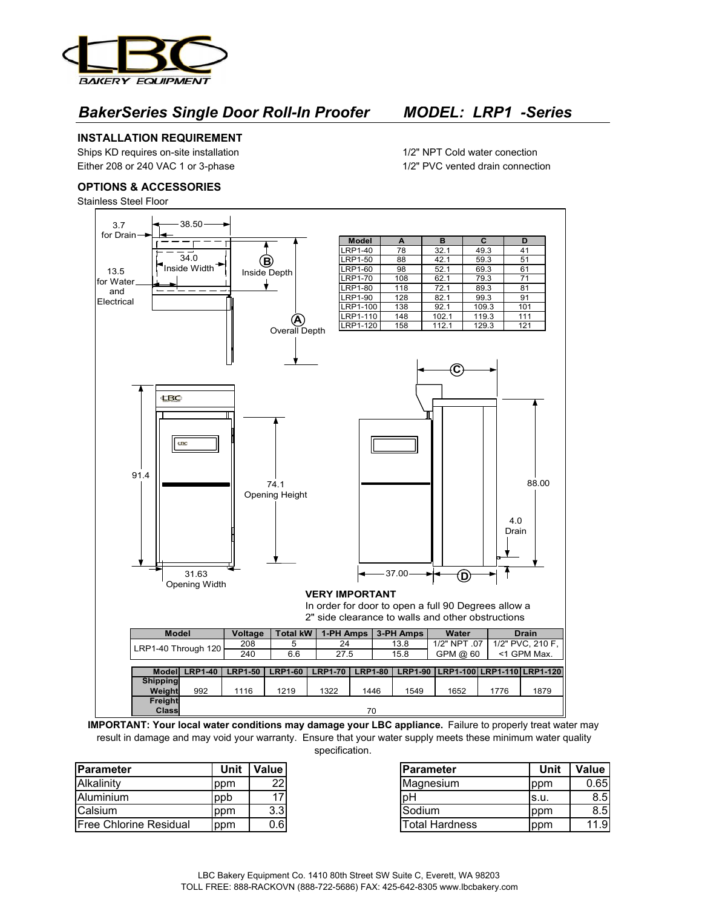LBC BAKERY EQUIPMENT

## BakerSeries Single Door Roll-In Proofer    MODEL: LRP1 -Series

### INSTALLATION REQUIREMENT

Ships KD requires on-site installation

Either 208 or 240 VAC 1 or 3-phase

1/2" NPT Cold water conection

1/2" PVC vented drain connection

### OPTIONS & ACCESSORIES

Stainless Steel Floor

3.7 for Drain

38.50

34.0 Inside Width

13.5 for Water and Electrical

B Inside Depth

A Overall Depth

| Model | A | B | C | D |
|---|---|---|---|---|
| LRP1-40 | 78 | 32.1 | 49.3 | 41 |
| LRP1-50 | 88 | 42.1 | 59.3 | 51 |
| LRP1-60 | 98 | 52.1 | 69.3 | 61 |
| LRP1-70 | 108 | 62.1 | 79.3 | 71 |
| LRP1-80 | 118 | 72.1 | 89.3 | 81 |
| LRP1-90 | 128 | 82.1 | 99.3 | 91 |
| LRP1-100 | 138 | 92.1 | 109.3 | 101 |
| LRP1-110 | 148 | 102.1 | 119.3 | 111 |
| LRP1-120 | 158 | 112.1 | 129.3 | 121 |

C

91.4

74.1 Opening Height

88.00

4.0 Drain

31.63 Opening Width

37.00

D

**VERY IMPORTANT**

In order for door to open a full 90 Degrees allow a 2" side clearance to walls and other obstructions

| Model | Voltage | Total kW | 1-PH Amps | 3-PH Amps | Water | Drain |
|---|---|---|---|---|---|---|
| LRP1-40 Through 120 | 208 | 5 | 24 | 13.8 | 1/2" NPT .07 GPM @ 60 | 1/2" PVC, 210 F, <1 GPM Max. |
| | 240 | 6.6 | 27.5 | 15.8 | | |

| Model | LRP1-40 | LRP1-50 | LRP1-60 | LRP1-70 | LRP1-80 | LRP1-90 | LRP1-100 | LRP1-110 | LRP1-120 |
|---|---|---|---|---|---|---|---|---|---|
| Shipping Weight | 992 | 1116 | 1219 | 1322 | 1446 | 1549 | 1652 | 1776 | 1879 |
| Freight Class | 70 | | | | | | | | |

**IMPORTANT: Your local water conditions may damage your LBC appliance.** Failure to properly treat water may result in damage and may void your warranty. Ensure that your water supply meets these minimum water quality specification.

| Parameter | Unit | Value |
|---|---|---|
| Alkalinity | ppm | 22 |
| Aluminium | ppb | 17 |
| Calsium | ppm | 3.3 |
| Free Chlorine Residual | ppm | 0.6 |

| Parameter | Unit | Value |
|---|---|---|
| Magnesium | ppm | 0.65 |
| pH | s.u. | 8.5 |
| Sodium | ppm | 8.5 |
| Total Hardness | ppm | 11.9 |

LBC Bakery Equipment Co. 1410 80th Street SW Suite C, Everett, WA 98203
TOLL FREE: 888-RACKOVN (888-722-5686) FAX: 425-642-8305 www.lbcbakery.com